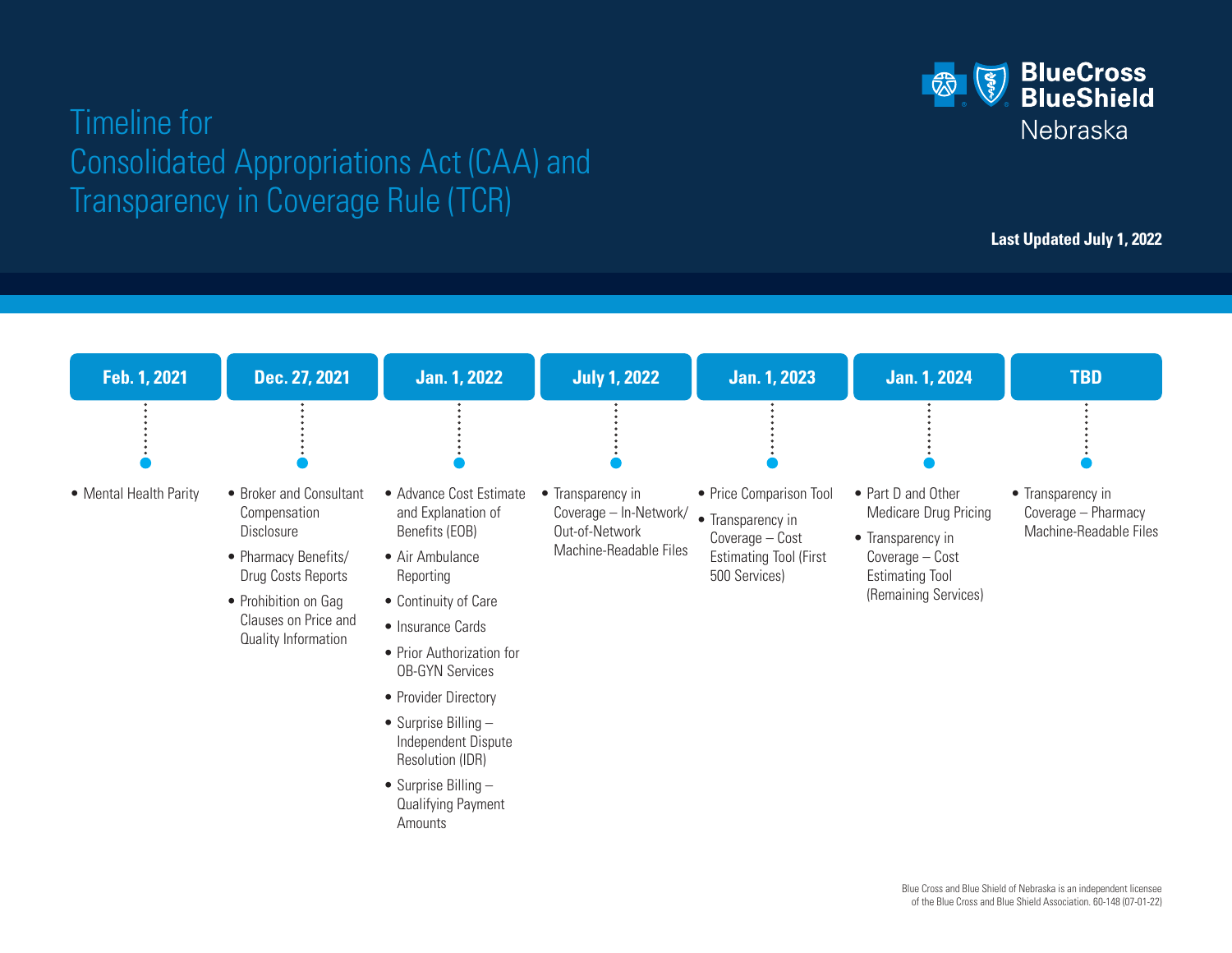# Timeline for Consolidated Appropriations Act (CAA) and Transparency in Coverage Rule (TCR)

BlueCross BlueShield Nebraska

**Last Updated July 1, 2022**

## Feb. 1, 2021

- Mental Health Parity

## Dec. 27, 2021

- Broker and Consultant Compensation Disclosure
- Pharmacy Benefits/ Drug Costs Reports
- Prohibition on Gag Clauses on Price and Quality Information

## Jan. 1, 2022

- Advance Cost Estimate and Explanation of Benefits (EOB)
- Air Ambulance Reporting
- Continuity of Care
- Insurance Cards
- Prior Authorization for OB-GYN Services
- Provider Directory
- Surprise Billing – Independent Dispute Resolution (IDR)
- Surprise Billing – Qualifying Payment Amounts

## July 1, 2022

- Transparency in Coverage – In-Network/ Out-of-Network Machine-Readable Files

## Jan. 1, 2023

- Price Comparison Tool
- Transparency in Coverage – Cost Estimating Tool (First 500 Services)

## Jan. 1, 2024

- Part D and Other Medicare Drug Pricing
- Transparency in Coverage – Cost Estimating Tool (Remaining Services)

## TBD

- Transparency in Coverage – Pharmacy Machine-Readable Files

Blue Cross and Blue Shield of Nebraska is an independent licensee of the Blue Cross and Blue Shield Association. 60-148 (07-01-22)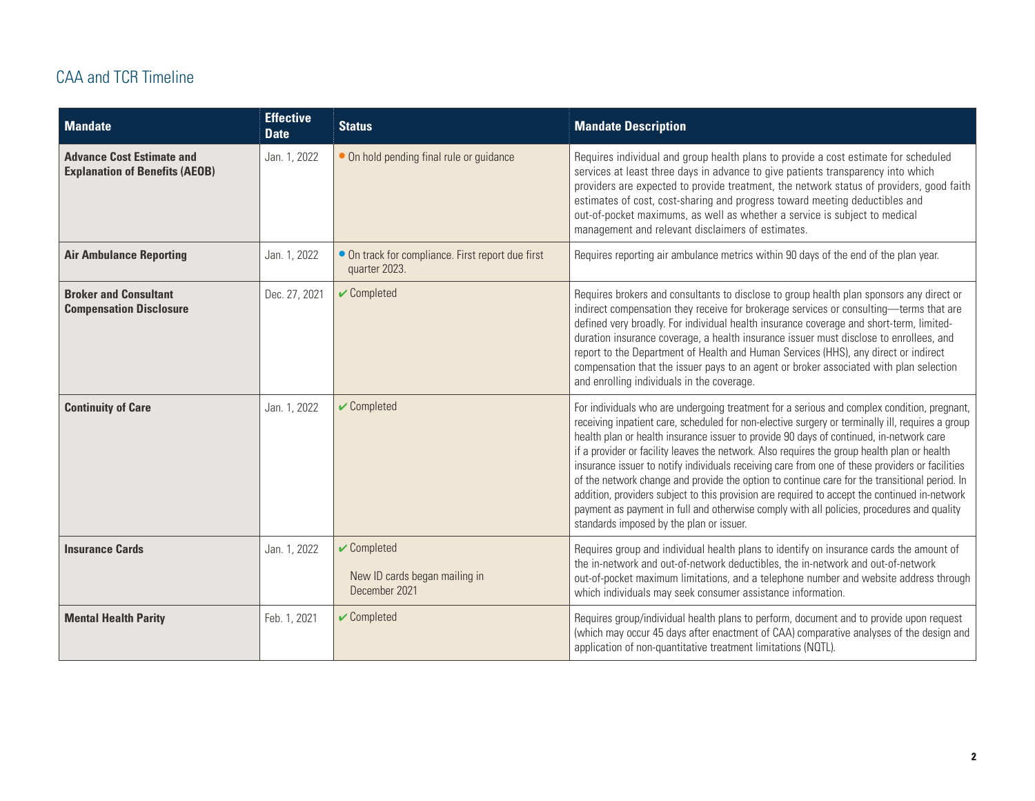## CAA and TCR Timeline

| Mandate | Effective Date | Status | Mandate Description |
|---|---|---|---|
| **Advance Cost Estimate and Explanation of Benefits (AEOB)** | Jan. 1, 2022 | • On hold pending final rule or guidance | Requires individual and group health plans to provide a cost estimate for scheduled services at least three days in advance to give patients transparency into which providers are expected to provide treatment, the network status of providers, good faith estimates of cost, cost-sharing and progress toward meeting deductibles and out-of-pocket maximums, as well as whether a service is subject to medical management and relevant disclaimers of estimates. |
| **Air Ambulance Reporting** | Jan. 1, 2022 | • On track for compliance. First report due first quarter 2023. | Requires reporting air ambulance metrics within 90 days of the end of the plan year. |
| **Broker and Consultant Compensation Disclosure** | Dec. 27, 2021 | ✔ Completed | Requires brokers and consultants to disclose to group health plan sponsors any direct or indirect compensation they receive for brokerage services or consulting—terms that are defined very broadly. For individual health insurance coverage and short-term, limited-duration insurance coverage, a health insurance issuer must disclose to enrollees, and report to the Department of Health and Human Services (HHS), any direct or indirect compensation that the issuer pays to an agent or broker associated with plan selection and enrolling individuals in the coverage. |
| **Continuity of Care** | Jan. 1, 2022 | ✔ Completed | For individuals who are undergoing treatment for a serious and complex condition, pregnant, receiving inpatient care, scheduled for non-elective surgery or terminally ill, requires a group health plan or health insurance issuer to provide 90 days of continued, in-network care if a provider or facility leaves the network. Also requires the group health plan or health insurance issuer to notify individuals receiving care from one of these providers or facilities of the network change and provide the option to continue care for the transitional period. In addition, providers subject to this provision are required to accept the continued in-network payment as payment in full and otherwise comply with all policies, procedures and quality standards imposed by the plan or issuer. |
| **Insurance Cards** | Jan. 1, 2022 | ✔ Completed<br><br>New ID cards began mailing in December 2021 | Requires group and individual health plans to identify on insurance cards the amount of the in-network and out-of-network deductibles, the in-network and out-of-network out-of-pocket maximum limitations, and a telephone number and website address through which individuals may seek consumer assistance information. |
| **Mental Health Parity** | Feb. 1, 2021 | ✔ Completed | Requires group/individual health plans to perform, document and to provide upon request (which may occur 45 days after enactment of CAA) comparative analyses of the design and application of non-quantitative treatment limitations (NQTL). |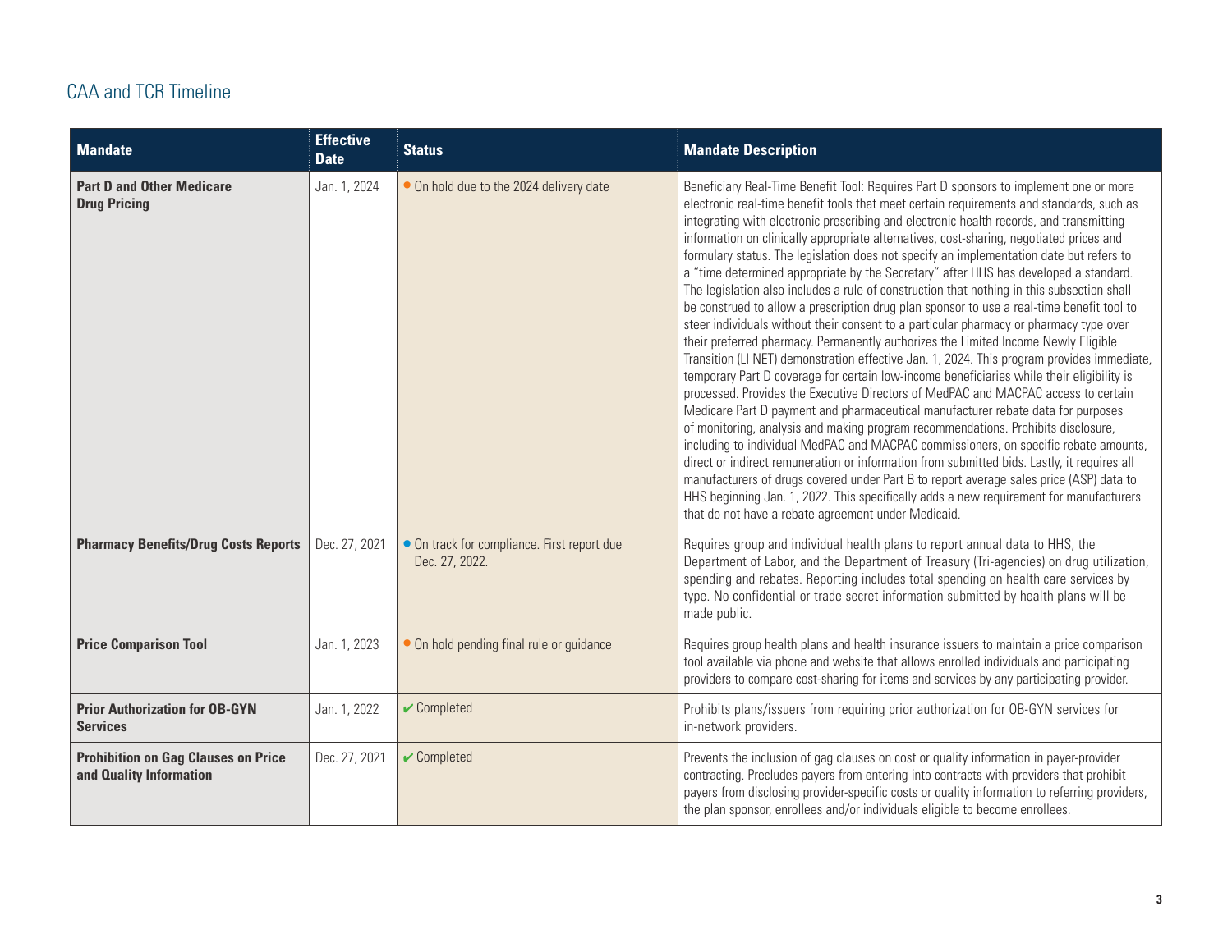## CAA and TCR Timeline

| Mandate | Effective Date | Status | Mandate Description |
|---|---|---|---|
| **Part D and Other Medicare Drug Pricing** | Jan. 1, 2024 | • On hold due to the 2024 delivery date | Beneficiary Real-Time Benefit Tool: Requires Part D sponsors to implement one or more electronic real-time benefit tools that meet certain requirements and standards, such as integrating with electronic prescribing and electronic health records, and transmitting information on clinically appropriate alternatives, cost-sharing, negotiated prices and formulary status. The legislation does not specify an implementation date but refers to a "time determined appropriate by the Secretary" after HHS has developed a standard. The legislation also includes a rule of construction that nothing in this subsection shall be construed to allow a prescription drug plan sponsor to use a real-time benefit tool to steer individuals without their consent to a particular pharmacy or pharmacy type over their preferred pharmacy. Permanently authorizes the Limited Income Newly Eligible Transition (LI NET) demonstration effective Jan. 1, 2024. This program provides immediate, temporary Part D coverage for certain low-income beneficiaries while their eligibility is processed. Provides the Executive Directors of MedPAC and MACPAC access to certain Medicare Part D payment and pharmaceutical manufacturer rebate data for purposes of monitoring, analysis and making program recommendations. Prohibits disclosure, including to individual MedPAC and MACPAC commissioners, on specific rebate amounts, direct or indirect remuneration or information from submitted bids. Lastly, it requires all manufacturers of drugs covered under Part B to report average sales price (ASP) data to HHS beginning Jan. 1, 2022. This specifically adds a new requirement for manufacturers that do not have a rebate agreement under Medicaid. |
| **Pharmacy Benefits/Drug Costs Reports** | Dec. 27, 2021 | • On track for compliance. First report due Dec. 27, 2022. | Requires group and individual health plans to report annual data to HHS, the Department of Labor, and the Department of Treasury (Tri-agencies) on drug utilization, spending and rebates. Reporting includes total spending on health care services by type. No confidential or trade secret information submitted by health plans will be made public. |
| **Price Comparison Tool** | Jan. 1, 2023 | • On hold pending final rule or guidance | Requires group health plans and health insurance issuers to maintain a price comparison tool available via phone and website that allows enrolled individuals and participating providers to compare cost-sharing for items and services by any participating provider. |
| **Prior Authorization for OB-GYN Services** | Jan. 1, 2022 | ✔ Completed | Prohibits plans/issuers from requiring prior authorization for OB-GYN services for in-network providers. |
| **Prohibition on Gag Clauses on Price and Quality Information** | Dec. 27, 2021 | ✔ Completed | Prevents the inclusion of gag clauses on cost or quality information in payer-provider contracting. Precludes payers from entering into contracts with providers that prohibit payers from disclosing provider-specific costs or quality information to referring providers, the plan sponsor, enrollees and/or individuals eligible to become enrollees. |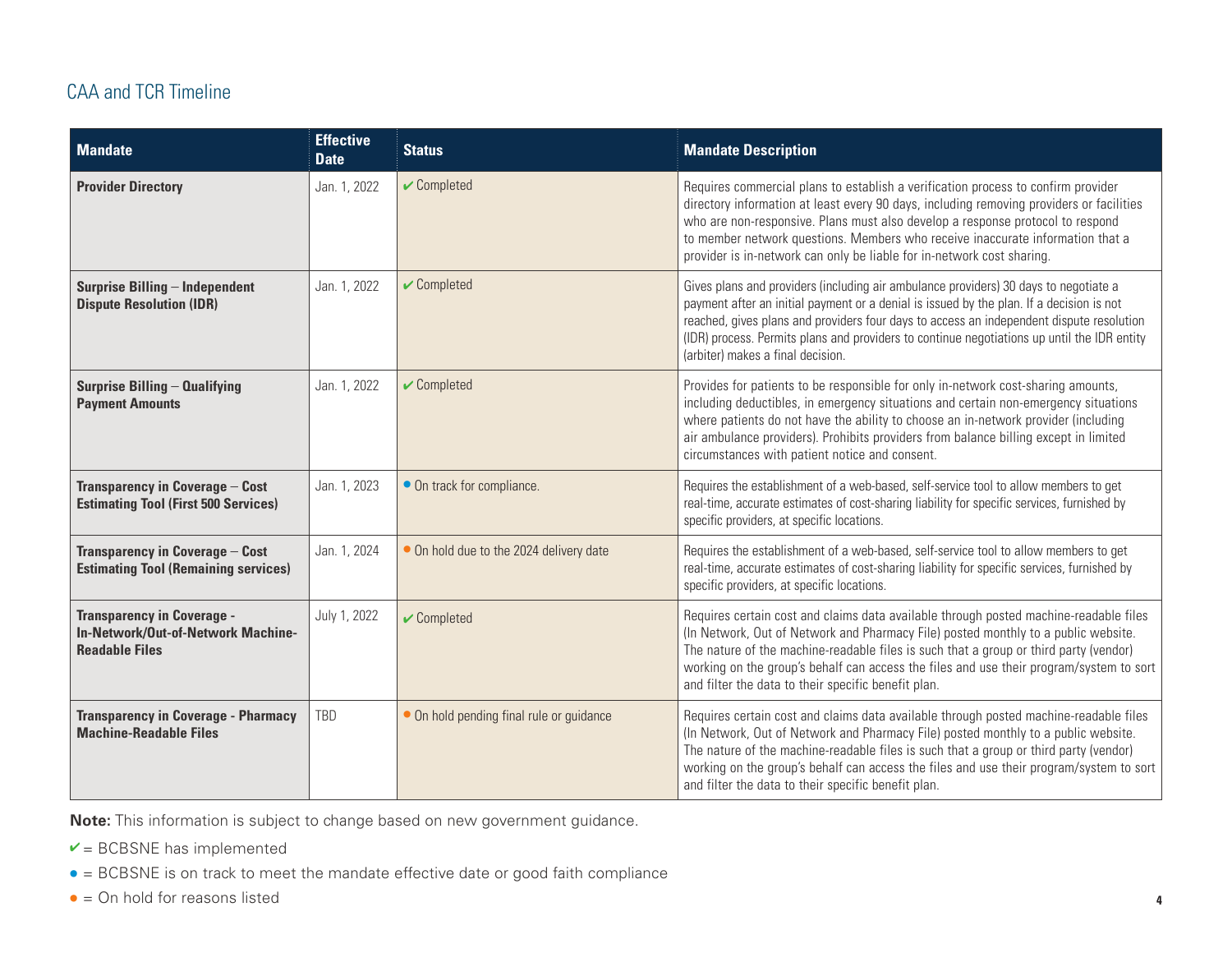## CAA and TCR Timeline

| Mandate | Effective Date | Status | Mandate Description |
|---|---|---|---|
| **Provider Directory** | Jan. 1, 2022 | ✔ Completed | Requires commercial plans to establish a verification process to confirm provider directory information at least every 90 days, including removing providers or facilities who are non-responsive. Plans must also develop a response protocol to respond to member network questions. Members who receive inaccurate information that a provider is in-network can only be liable for in-network cost sharing. |
| **Surprise Billing – Independent Dispute Resolution (IDR)** | Jan. 1, 2022 | ✔ Completed | Gives plans and providers (including air ambulance providers) 30 days to negotiate a payment after an initial payment or a denial is issued by the plan. If a decision is not reached, gives plans and providers four days to access an independent dispute resolution (IDR) process. Permits plans and providers to continue negotiations up until the IDR entity (arbiter) makes a final decision. |
| **Surprise Billing – Qualifying Payment Amounts** | Jan. 1, 2022 | ✔ Completed | Provides for patients to be responsible for only in-network cost-sharing amounts, including deductibles, in emergency situations and certain non-emergency situations where patients do not have the ability to choose an in-network provider (including air ambulance providers). Prohibits providers from balance billing except in limited circumstances with patient notice and consent. |
| **Transparency in Coverage – Cost Estimating Tool (First 500 Services)** | Jan. 1, 2023 | • On track for compliance. | Requires the establishment of a web-based, self-service tool to allow members to get real-time, accurate estimates of cost-sharing liability for specific services, furnished by specific providers, at specific locations. |
| **Transparency in Coverage – Cost Estimating Tool (Remaining services)** | Jan. 1, 2024 | • On hold due to the 2024 delivery date | Requires the establishment of a web-based, self-service tool to allow members to get real-time, accurate estimates of cost-sharing liability for specific services, furnished by specific providers, at specific locations. |
| **Transparency in Coverage - In-Network/Out-of-Network Machine-Readable Files** | July 1, 2022 | ✔ Completed | Requires certain cost and claims data available through posted machine-readable files (In Network, Out of Network and Pharmacy File) posted monthly to a public website. The nature of the machine-readable files is such that a group or third party (vendor) working on the group's behalf can access the files and use their program/system to sort and filter the data to their specific benefit plan. |
| **Transparency in Coverage - Pharmacy Machine-Readable Files** | TBD | • On hold pending final rule or guidance | Requires certain cost and claims data available through posted machine-readable files (In Network, Out of Network and Pharmacy File) posted monthly to a public website. The nature of the machine-readable files is such that a group or third party (vendor) working on the group's behalf can access the files and use their program/system to sort and filter the data to their specific benefit plan. |

**Note:** This information is subject to change based on new government guidance.

✔ = BCBSNE has implemented

• = BCBSNE is on track to meet the mandate effective date or good faith compliance

• = On hold for reasons listed